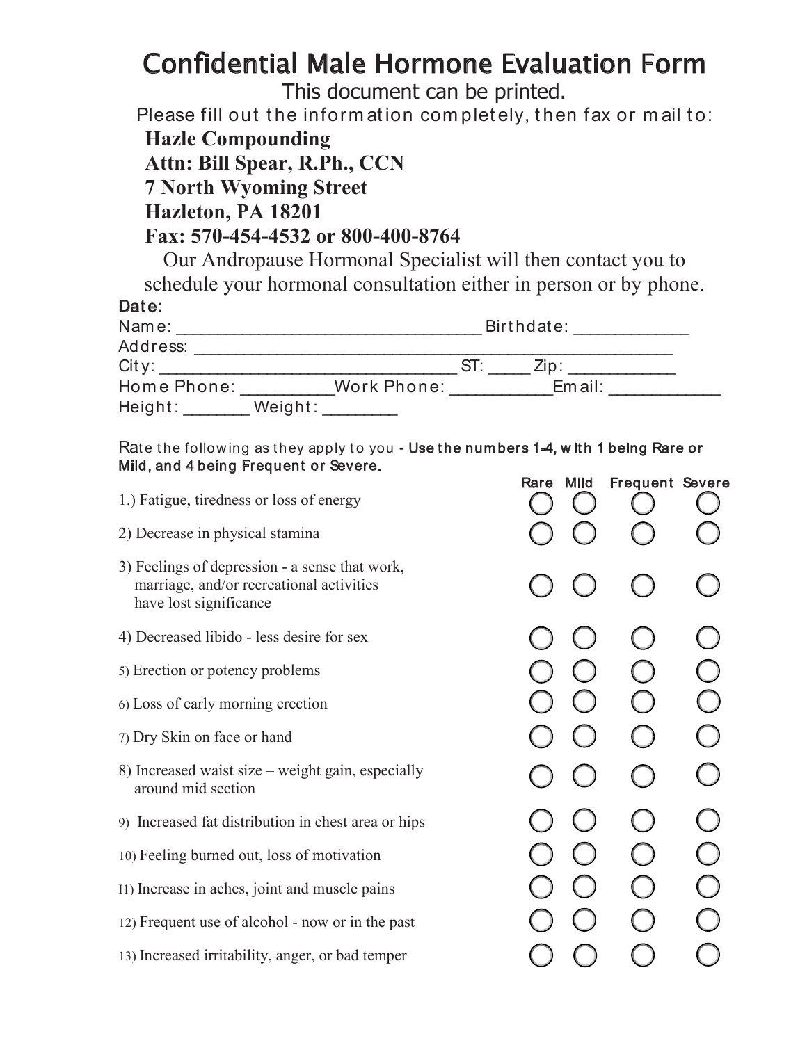# Confidential Male Hormone Evaluation Form

This document can be printed.

Please fill out the information completely, then fax or mail to:

**Hazle Compounding**
**Attn: Bill Spear, R.Ph., CCN**
**7 North Wyoming Street**
**Hazleton, PA 18201**
**Fax: 570-454-4532 or 800-400-8764**

Our Andropause Hormonal Specialist will then contact you to schedule your hormonal consultation either in person or by phone.

Date:

Name: ________________________________ Birthdate: ____________

Address: ____________________________________________________

City: ________________________________ ST: _____ Zip: ___________

Home Phone: __________ Work Phone: ___________ Email: ____________

Height: _______ Weight: ________

Rate the following as they apply to you - **Use the numbers 1-4, with 1 being Rare or Mild, and 4 being Frequent or Severe.**

| | Rare | Mild | Frequent | Severe |
|---|---|---|---|---|
| 1.) Fatigue, tiredness or loss of energy | ○ | ○ | ○ | ○ |
| 2) Decrease in physical stamina | ○ | ○ | ○ | ○ |
| 3) Feelings of depression - a sense that work, marriage, and/or recreational activities have lost significance | ○ | ○ | ○ | ○ |
| 4) Decreased libido - less desire for sex | ○ | ○ | ○ | ○ |
| 5) Erection or potency problems | ○ | ○ | ○ | ○ |
| 6) Loss of early morning erection | ○ | ○ | ○ | ○ |
| 7) Dry Skin on face or hand | ○ | ○ | ○ | ○ |
| 8) Increased waist size – weight gain, especially around mid section | ○ | ○ | ○ | ○ |
| 9) Increased fat distribution in chest area or hips | ○ | ○ | ○ | ○ |
| 10) Feeling burned out, loss of motivation | ○ | ○ | ○ | ○ |
| I1) Increase in aches, joint and muscle pains | ○ | ○ | ○ | ○ |
| 12) Frequent use of alcohol - now or in the past | ○ | ○ | ○ | ○ |
| 13) Increased irritability, anger, or bad temper | ○ | ○ | ○ | ○ |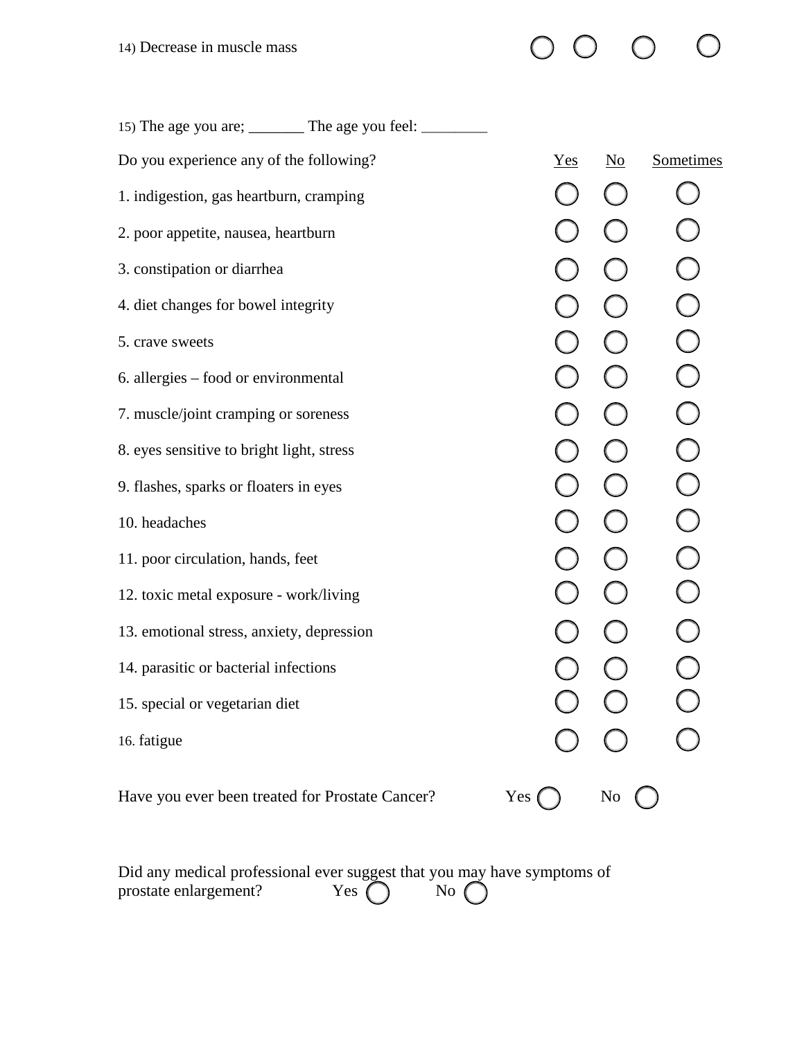14) Decrease in muscle mass ○ ○ ○ ○

15) The age you are; _______ The age you feel: _________

| Do you experience any of the following? | Yes | No | Sometimes |
|---|---|---|---|
| 1. indigestion, gas heartburn, cramping | ○ | ○ | ○ |
| 2. poor appetite, nausea, heartburn | ○ | ○ | ○ |
| 3. constipation or diarrhea | ○ | ○ | ○ |
| 4. diet changes for bowel integrity | ○ | ○ | ○ |
| 5. crave sweets | ○ | ○ | ○ |
| 6. allergies – food or environmental | ○ | ○ | ○ |
| 7. muscle/joint cramping or soreness | ○ | ○ | ○ |
| 8. eyes sensitive to bright light, stress | ○ | ○ | ○ |
| 9. flashes, sparks or floaters in eyes | ○ | ○ | ○ |
| 10. headaches | ○ | ○ | ○ |
| 11. poor circulation, hands, feet | ○ | ○ | ○ |
| 12. toxic metal exposure - work/living | ○ | ○ | ○ |
| 13. emotional stress, anxiety, depression | ○ | ○ | ○ |
| 14. parasitic or bacterial infections | ○ | ○ | ○ |
| 15. special or vegetarian diet | ○ | ○ | ○ |
| 16. fatigue | ○ | ○ | ○ |

Have you ever been treated for Prostate Cancer? Yes ○ No ○

Did any medical professional ever suggest that you may have symptoms of prostate enlargement? Yes ○ No ○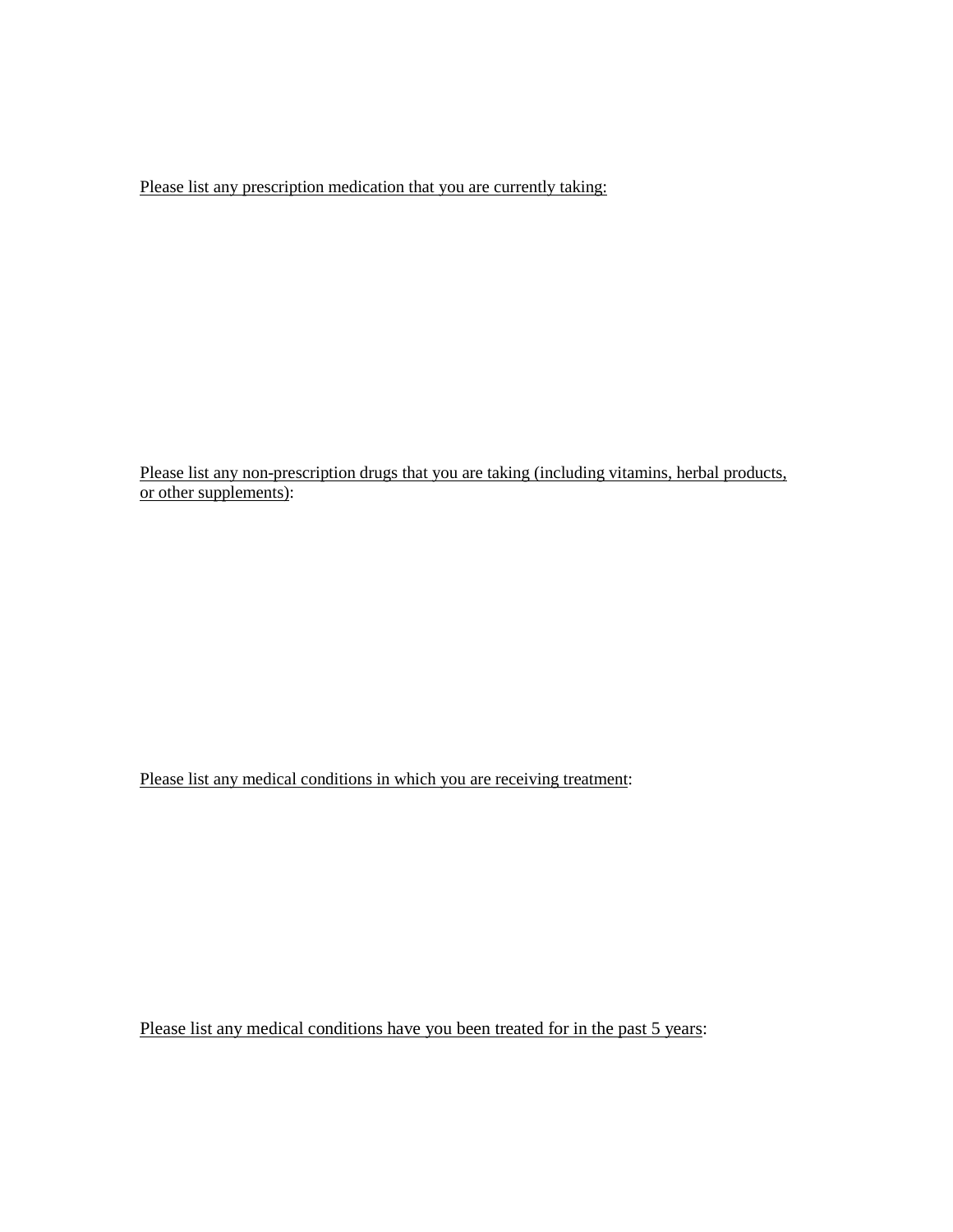<u>Please list any prescription medication that you are currently taking:</u>

<u>Please list any non-prescription drugs that you are taking (including vitamins, herbal products, or other supplements)</u>:

<u>Please list any medical conditions in which you are receiving treatment</u>:

<u>Please list any medical conditions have you been treated for in the past 5 years</u>: